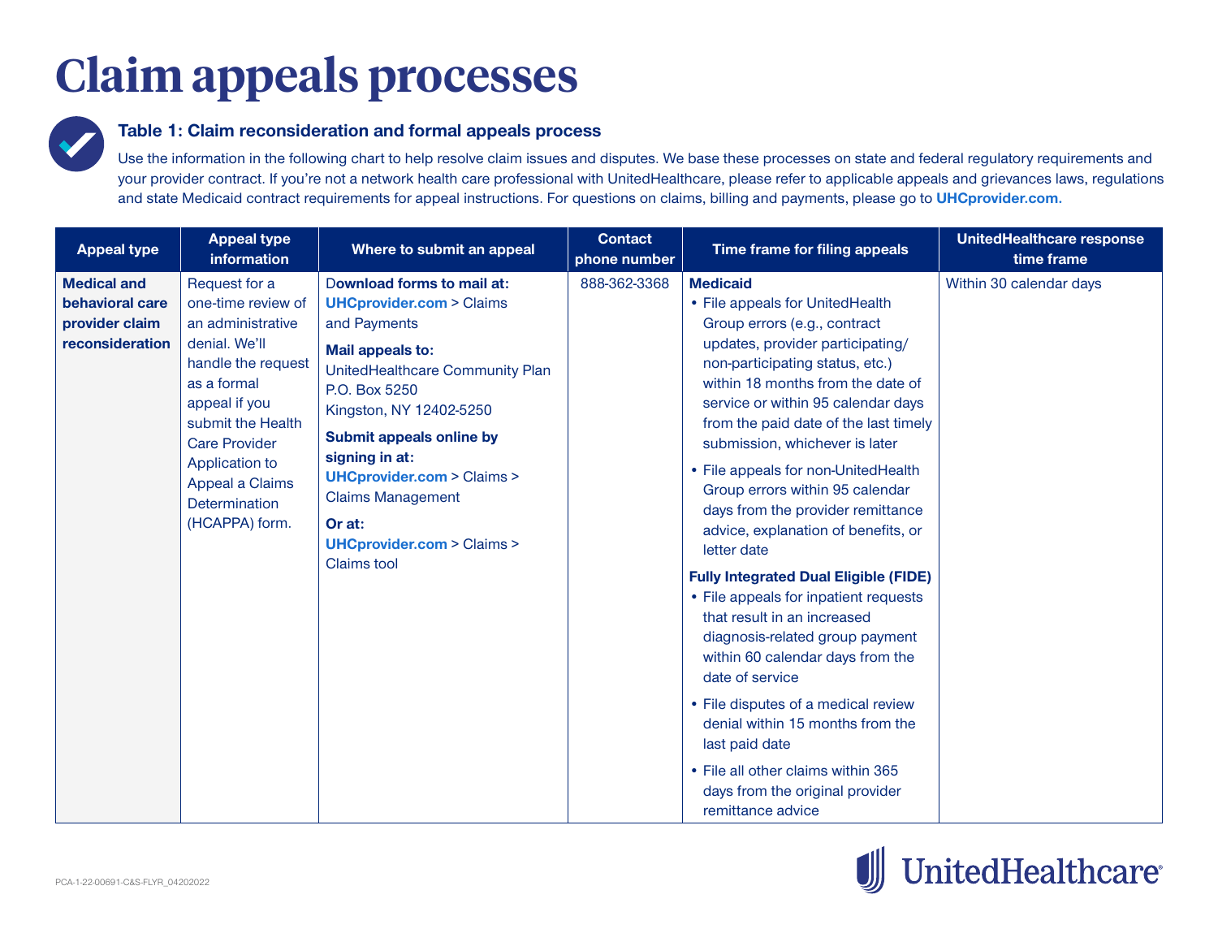# Claim appeals processes

### Table 1: Claim reconsideration and formal appeals process

Use the information in the following chart to help resolve claim issues and disputes. We base these processes on state and federal regulatory requirements and your provider contract. If you're not a network health care professional with UnitedHealthcare, please refer to applicable appeals and grievances laws, regulations and state Medicaid contract requirements for appeal instructions. For questions on claims, billing and payments, please go to **UHCprovider.com.**

| Appeal type | Appeal type information | Where to submit an appeal | Contact phone number | Time frame for filing appeals | UnitedHealthcare response time frame |
|---|---|---|---|---|---|
| **Medical and behavioral care provider claim reconsideration** | Request for a one-time review of an administrative denial. We'll handle the request as a formal appeal if you submit the Health Care Provider Application to Appeal a Claims Determination (HCAPPA) form. | **Download forms to mail at:** **UHCprovider.com** > Claims and Payments<br><br>**Mail appeals to:** UnitedHealthcare Community Plan P.O. Box 5250 Kingston, NY 12402-5250<br><br>**Submit appeals online by signing in at:** **UHCprovider.com** > Claims > Claims Management<br><br>**Or at:** **UHCprovider.com** > Claims > Claims tool | 888-362-3368 | **Medicaid**<br>• File appeals for UnitedHealth Group errors (e.g., contract updates, provider participating/non-participating status, etc.) within 18 months from the date of service or within 95 calendar days from the paid date of the last timely submission, whichever is later<br>• File appeals for non-UnitedHealth Group errors within 95 calendar days from the provider remittance advice, explanation of benefits, or letter date<br><br>**Fully Integrated Dual Eligible (FIDE)**<br>• File appeals for inpatient requests that result in an increased diagnosis-related group payment within 60 calendar days from the date of service<br>• File disputes of a medical review denial within 15 months from the last paid date<br>• File all other claims within 365 days from the original provider remittance advice | Within 30 calendar days |

PCA-1-22-00691-C&S-FLYR_04202022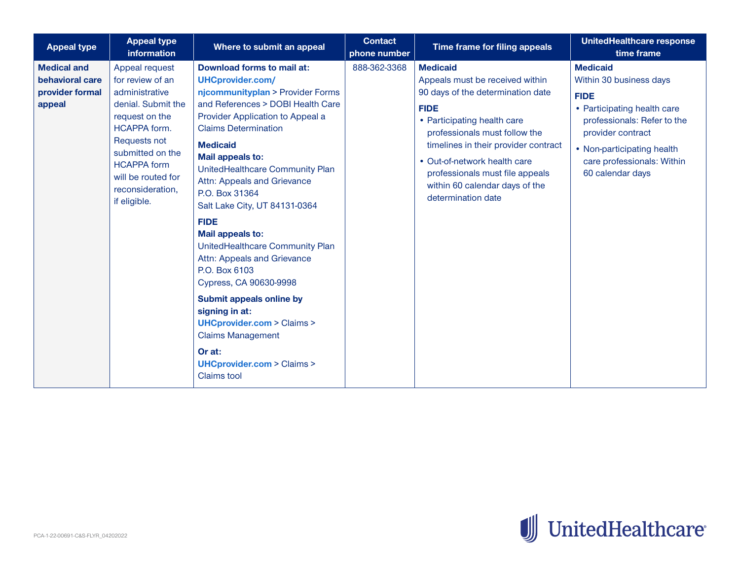| Appeal type | Appeal type information | Where to submit an appeal | Contact phone number | Time frame for filing appeals | UnitedHealthcare response time frame |
|---|---|---|---|---|---|
| **Medical and behavioral care provider formal appeal** | Appeal request for review of an administrative denial. Submit the request on the HCAPPA form. Requests not submitted on the HCAPPA form will be routed for reconsideration, if eligible. | **Download forms to mail at:** **UHCprovider.com/njcommunityplan** > Provider Forms and References > DOBI Health Care Provider Application to Appeal a Claims Determination<br><br>**Medicaid**<br>**Mail appeals to:**<br>UnitedHealthcare Community Plan<br>Attn: Appeals and Grievance<br>P.O. Box 31364<br>Salt Lake City, UT 84131-0364<br><br>**FIDE**<br>**Mail appeals to:**<br>UnitedHealthcare Community Plan<br>Attn: Appeals and Grievance<br>P.O. Box 6103<br>Cypress, CA 90630-9998<br><br>**Submit appeals online by signing in at:**<br>**UHCprovider.com** > Claims > Claims Management<br><br>**Or at:**<br>**UHCprovider.com** > Claims > Claims tool | 888-362-3368 | **Medicaid**<br>Appeals must be received within 90 days of the determination date<br><br>**FIDE**<br>• Participating health care professionals must follow the timelines in their provider contract<br>• Out-of-network health care professionals must file appeals within 60 calendar days of the determination date | **Medicaid**<br>Within 30 business days<br><br>**FIDE**<br>• Participating health care professionals: Refer to the provider contract<br>• Non-participating health care professionals: Within 60 calendar days |

PCA-1-22-00691-C&S-FLYR_04202022

UnitedHealthcare®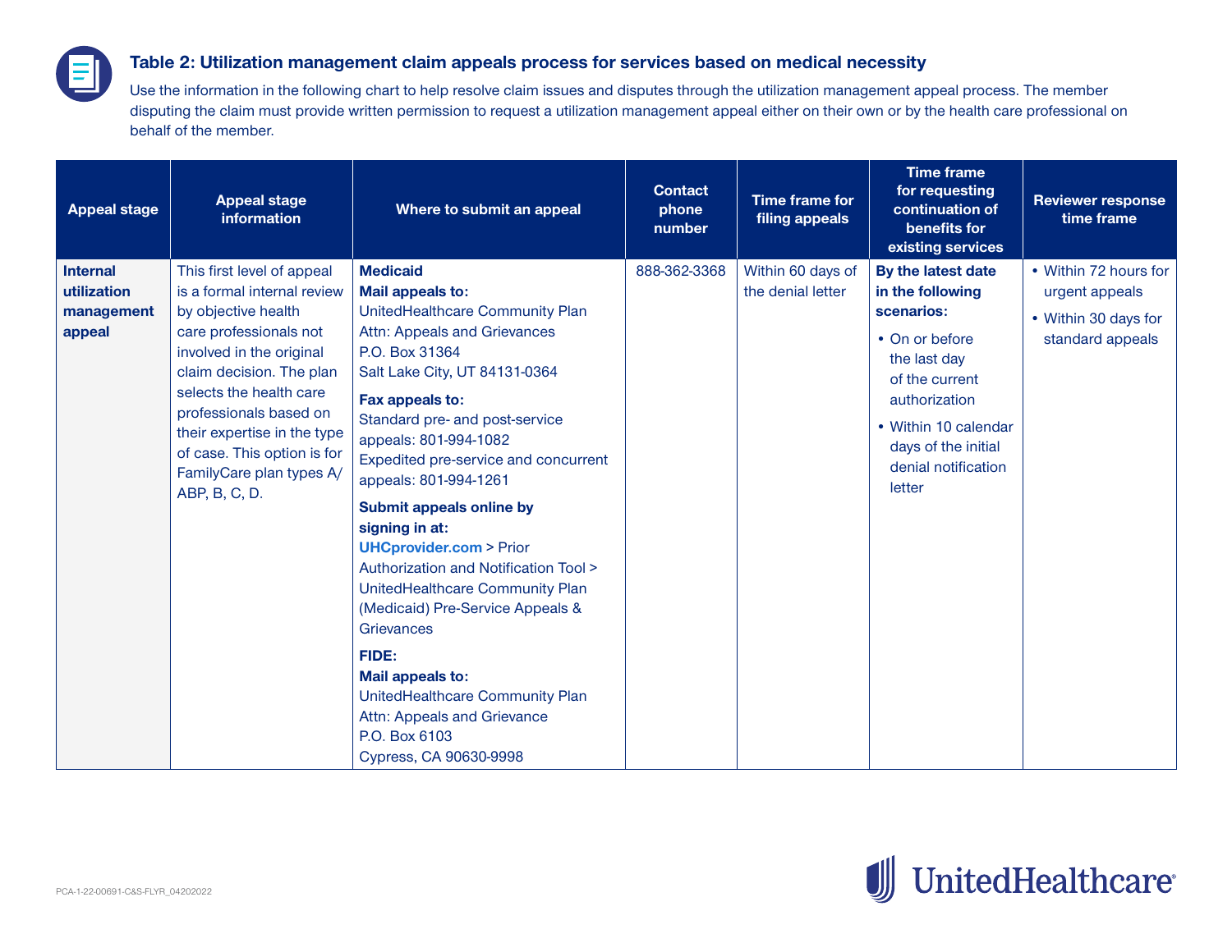### Table 2: Utilization management claim appeals process for services based on medical necessity

Use the information in the following chart to help resolve claim issues and disputes through the utilization management appeal process. The member disputing the claim must provide written permission to request a utilization management appeal either on their own or by the health care professional on behalf of the member.

| Appeal stage | Appeal stage information | Where to submit an appeal | Contact phone number | Time frame for filing appeals | Time frame for requesting continuation of benefits for existing services | Reviewer response time frame |
|---|---|---|---|---|---|---|
| **Internal utilization management appeal** | This first level of appeal is a formal internal review by objective health care professionals not involved in the original claim decision. The plan selects the health care professionals based on their expertise in the type of case. This option is for FamilyCare plan types A/ABP, B, C, D. | **Medicaid**<br>**Mail appeals to:**<br>UnitedHealthcare Community Plan<br>Attn: Appeals and Grievances<br>P.O. Box 31364<br>Salt Lake City, UT 84131-0364<br>**Fax appeals to:**<br>Standard pre- and post-service appeals: 801-994-1082<br>Expedited pre-service and concurrent appeals: 801-994-1261<br>**Submit appeals online by signing in at:**<br>UHCprovider.com > Prior Authorization and Notification Tool > UnitedHealthcare Community Plan (Medicaid) Pre-Service Appeals & Grievances<br>**FIDE:**<br>**Mail appeals to:**<br>UnitedHealthcare Community Plan<br>Attn: Appeals and Grievance<br>P.O. Box 6103<br>Cypress, CA 90630-9998 | 888-362-3368 | Within 60 days of the denial letter | **By the latest date in the following scenarios:**<br>• On or before the last day of the current authorization<br>• Within 10 calendar days of the initial denial notification letter | • Within 72 hours for urgent appeals<br>• Within 30 days for standard appeals |

PCA-1-22-00691-C&S-FLYR_04202022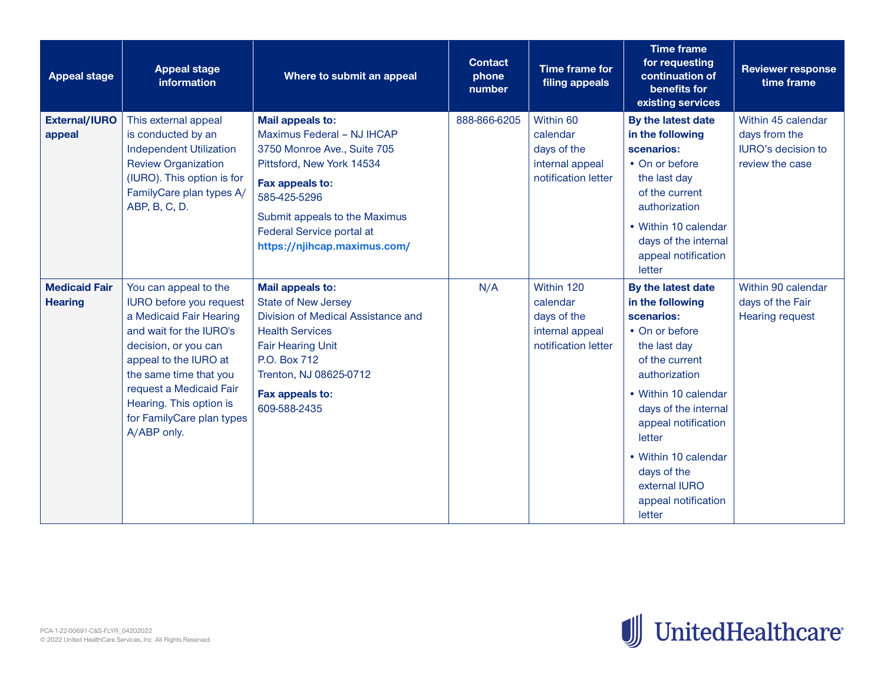| Appeal stage | Appeal stage information | Where to submit an appeal | Contact phone number | Time frame for filing appeals | Time frame for requesting continuation of benefits for existing services | Reviewer response time frame |
|---|---|---|---|---|---|---|
| **External/IURO appeal** | This external appeal is conducted by an Independent Utilization Review Organization (IURO). This option is for FamilyCare plan types A/ABP, B, C, D. | **Mail appeals to:** Maximus Federal – NJ IHCAP 3750 Monroe Ave., Suite 705 Pittsford, New York 14534 **Fax appeals to:** 585-425-5296 Submit appeals to the Maximus Federal Service portal at **https://njihcap.maximus.com/** | 888-866-6205 | Within 60 calendar days of the internal appeal notification letter | **By the latest date in the following scenarios:** • On or before the last day of the current authorization • Within 10 calendar days of the internal appeal notification letter | Within 45 calendar days from the IURO's decision to review the case |
| **Medicaid Fair Hearing** | You can appeal to the IURO before you request a Medicaid Fair Hearing and wait for the IURO's decision, or you can appeal to the IURO at the same time that you request a Medicaid Fair Hearing. This option is for FamilyCare plan types A/ABP only. | **Mail appeals to:** State of New Jersey Division of Medical Assistance and Health Services Fair Hearing Unit P.O. Box 712 Trenton, NJ 08625-0712 **Fax appeals to:** 609-588-2435 | N/A | Within 120 calendar days of the internal appeal notification letter | **By the latest date in the following scenarios:** • On or before the last day of the current authorization • Within 10 calendar days of the internal appeal notification letter • Within 10 calendar days of the external IURO appeal notification letter | Within 90 calendar days of the Fair Hearing request |

PCA-1-22-00691-C&S-FLYR_04202022
© 2022 United HealthCare Services, Inc. All Rights Reserved.

UnitedHealthcare